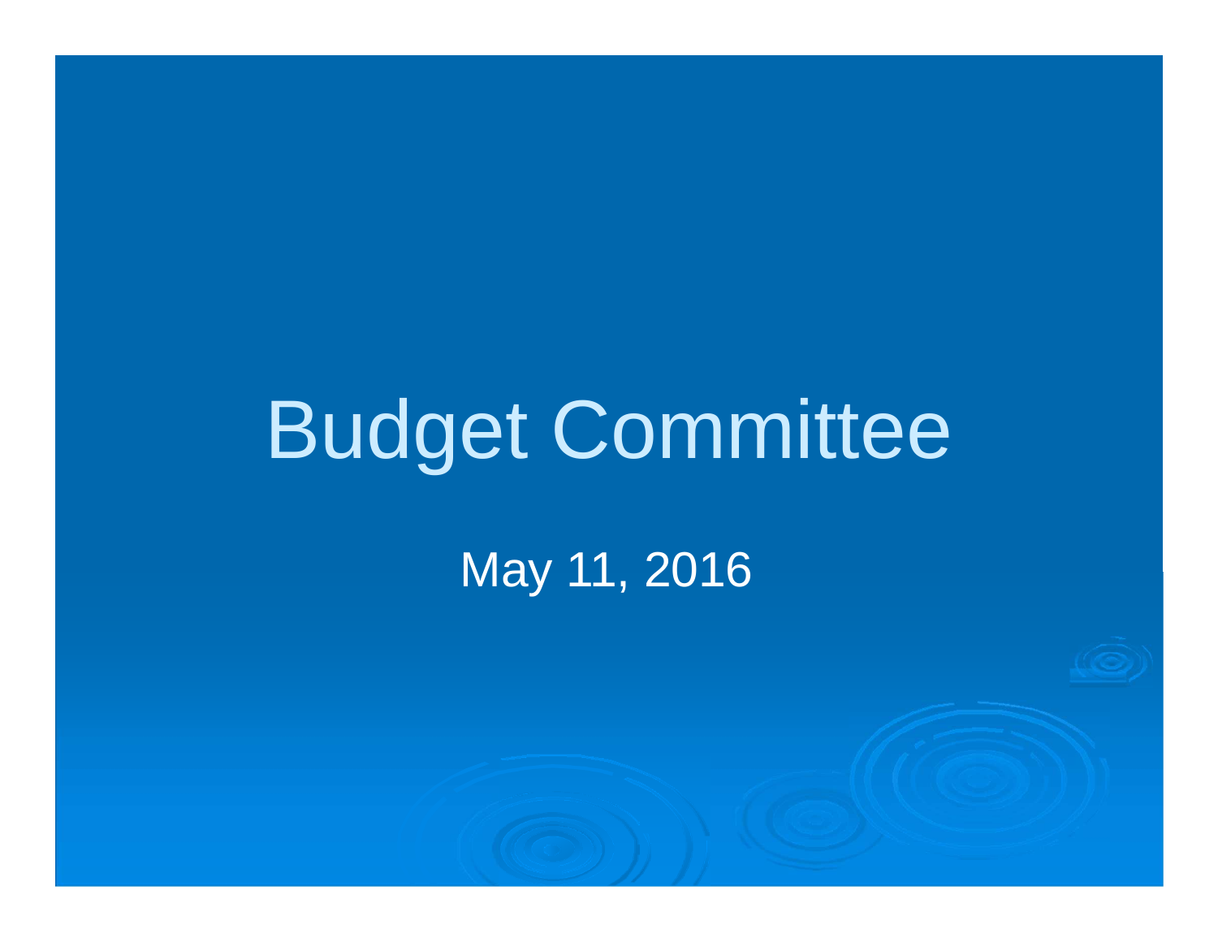# Budget Committee

May 11, 2016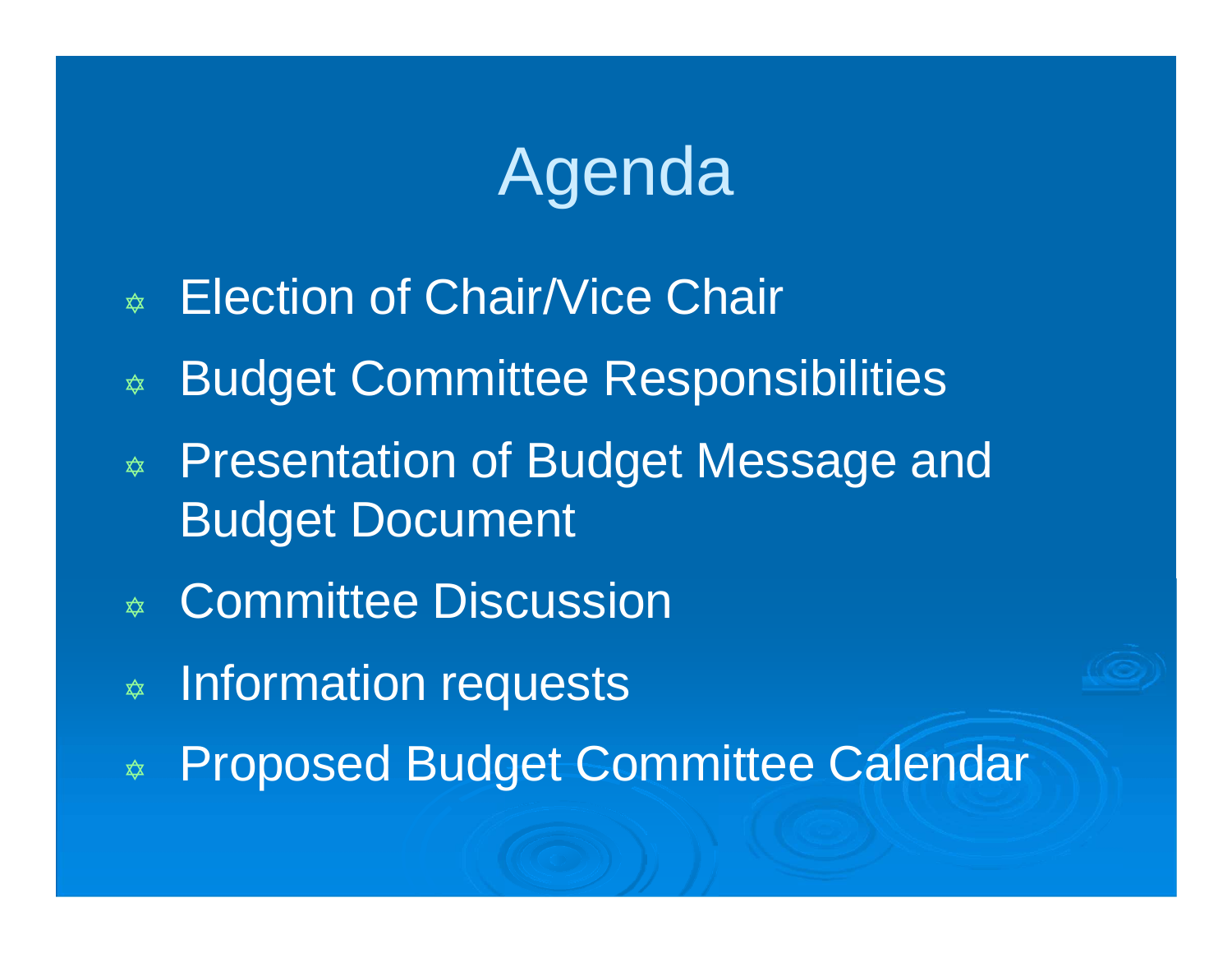# Agenda

- Election of Chair/Vice Chair
- Budget Committee Responsibilities
- Presentation of Budget Message and Budget Document
- Committee Discussion
- Information requests
- Proposed Budget Committee Calendar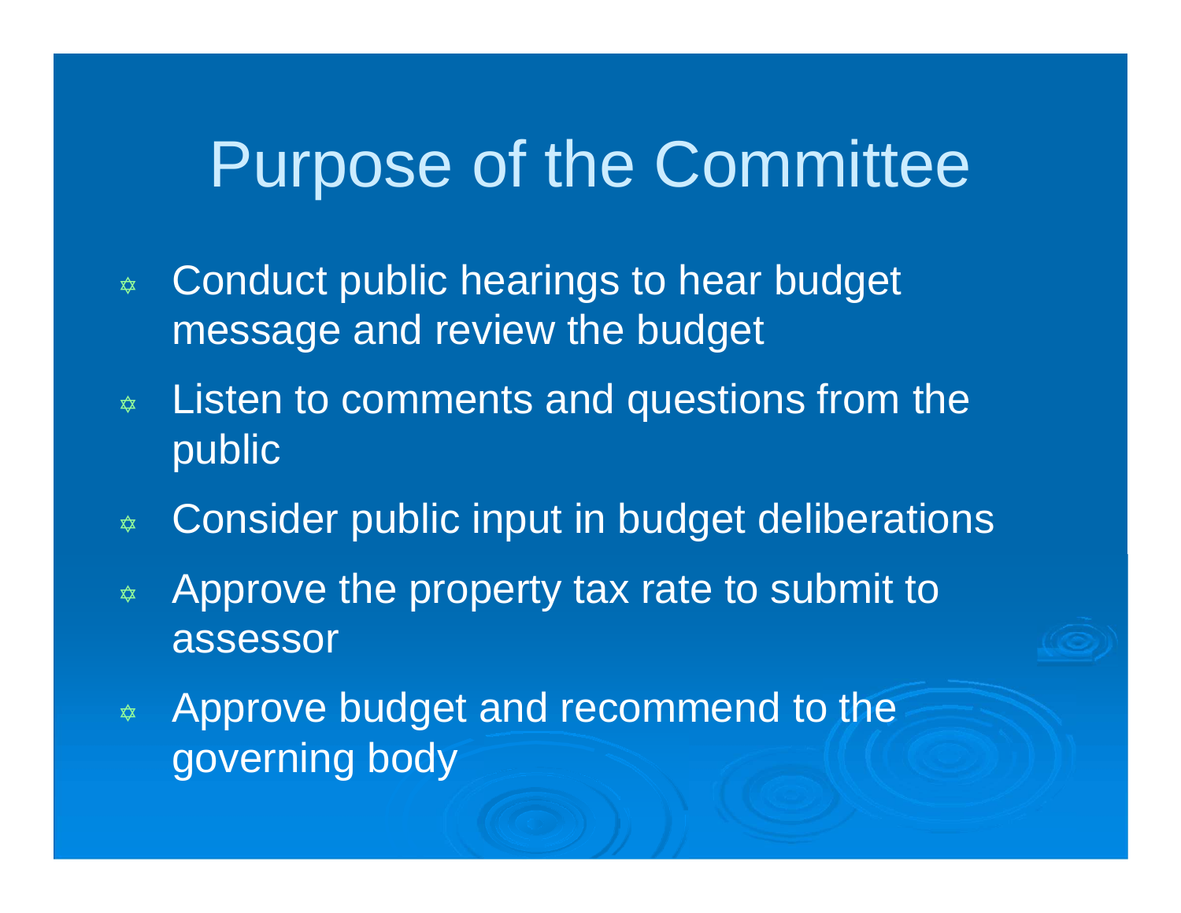# Purpose of the Committee

- Conduct public hearings to hear budget message and review the budget
- Listen to comments and questions from the public
- Consider public input in budget deliberations
- Approve the property tax rate to submit to assessor
- Approve budget and recommend to the governing body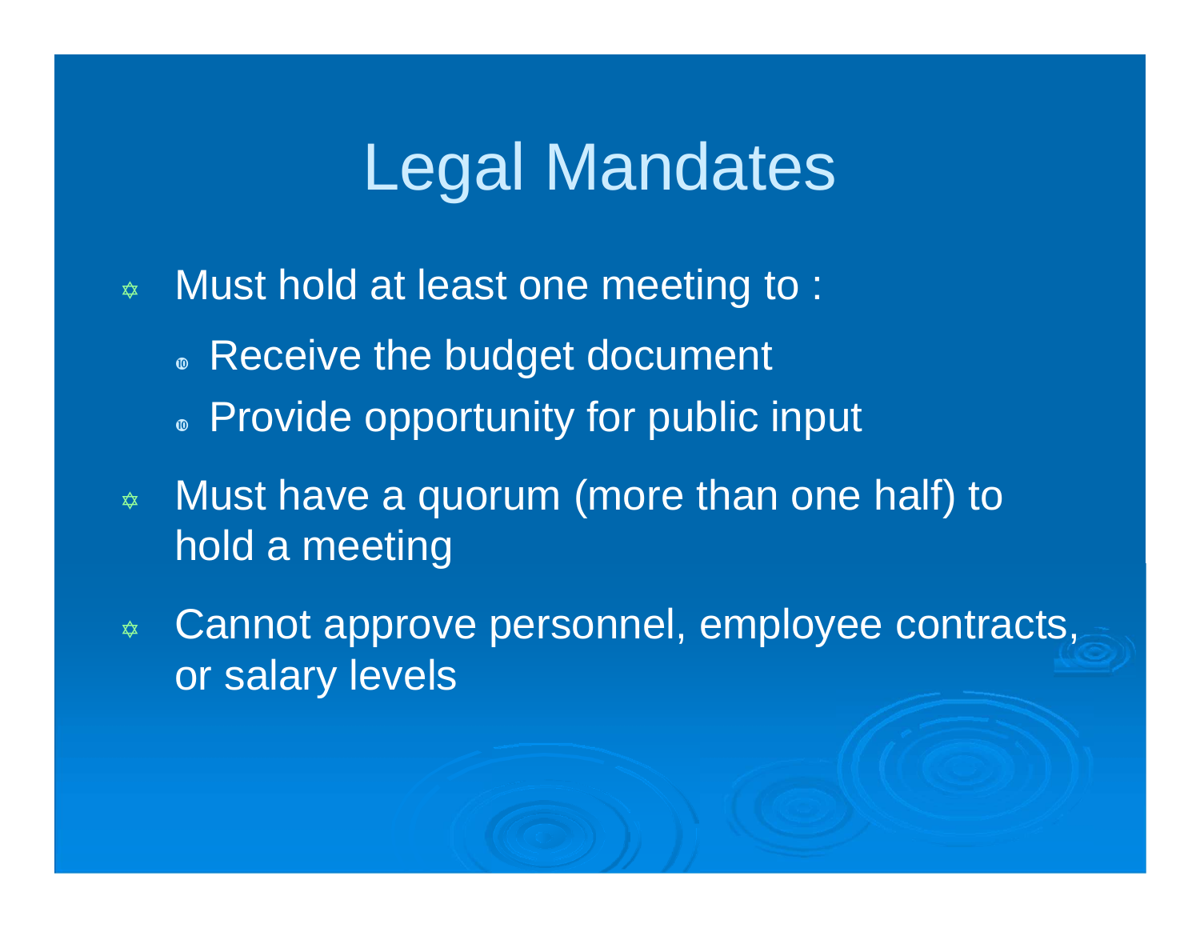# Legal Mandates

- Must hold at least one meeting to :
  - Receive the budget document
  - Provide opportunity for public input
- Must have a quorum (more than one half) to hold a meeting
- Cannot approve personnel, employee contracts, or salary levels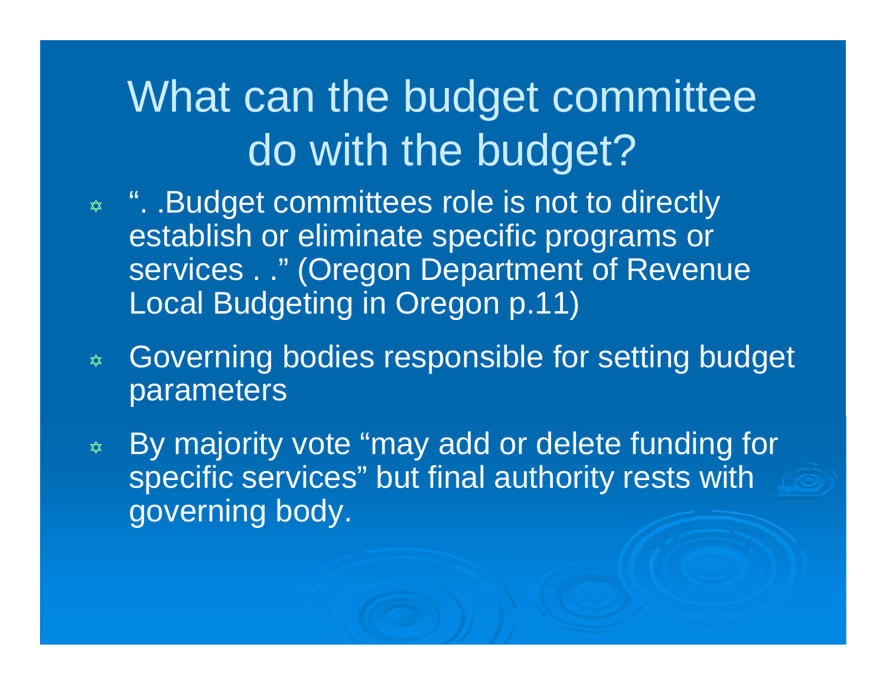# What can the budget committee do with the budget?

- ". .Budget committees role is not to directly establish or eliminate specific programs or services . ." (Oregon Department of Revenue Local Budgeting in Oregon p.11)
- Governing bodies responsible for setting budget parameters
- By majority vote "may add or delete funding for specific services" but final authority rests with governing body.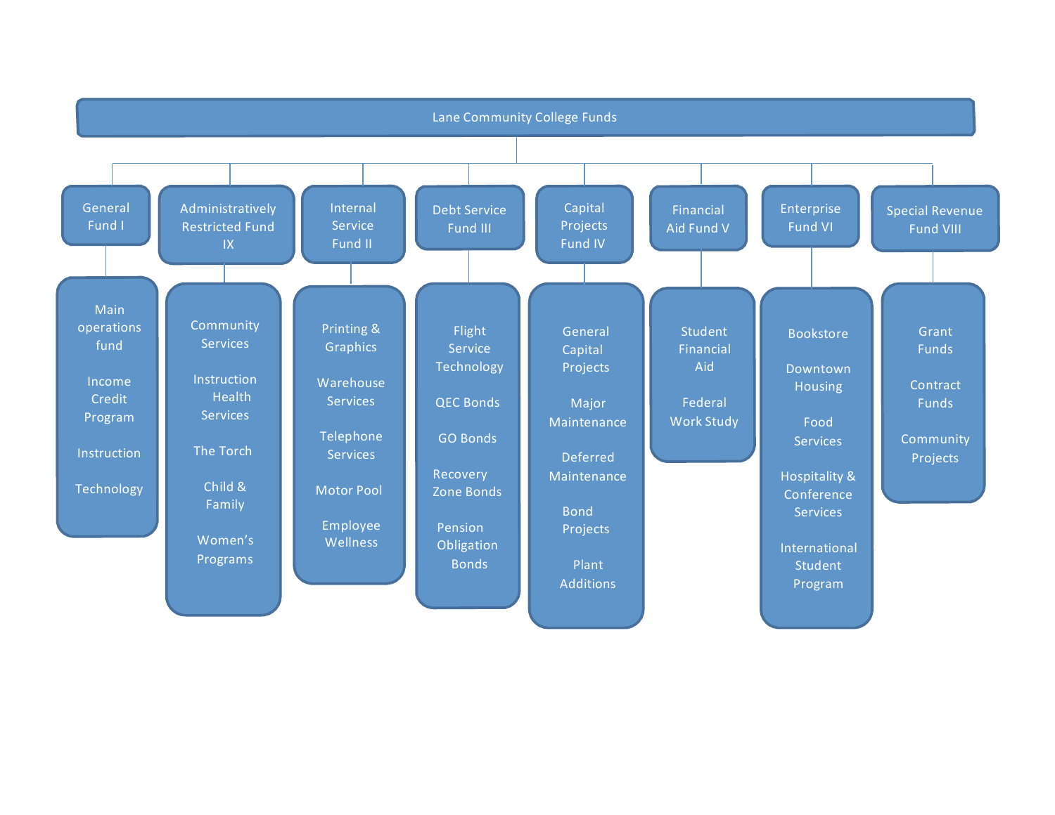# Lane Community College Funds

## General Fund I

- Main operations fund
- Income Credit Program
- Instruction
- Technology

## Administratively Restricted Fund IX

- Community Services
- Instruction Health Services
- The Torch
- Child & Family
- Women's Programs

## Internal Service Fund II

- Printing & Graphics
- Warehouse Services
- Telephone Services
- Motor Pool
- Employee Wellness

## Debt Service Fund III

- Flight Service Technology
- QEC Bonds
- GO Bonds
- Recovery Zone Bonds
- Pension Obligation Bonds

## Capital Projects Fund IV

- General Capital Projects
- Major Maintenance
- Deferred Maintenance
- Bond Projects
- Plant Additions

## Financial Aid Fund V

- Student Financial Aid
- Federal Work Study

## Enterprise Fund VI

- Bookstore
- Downtown Housing
- Food Services
- Hospitality & Conference Services
- International Student Program

## Special Revenue Fund VIII

- Grant Funds
- Contract Funds
- Community Projects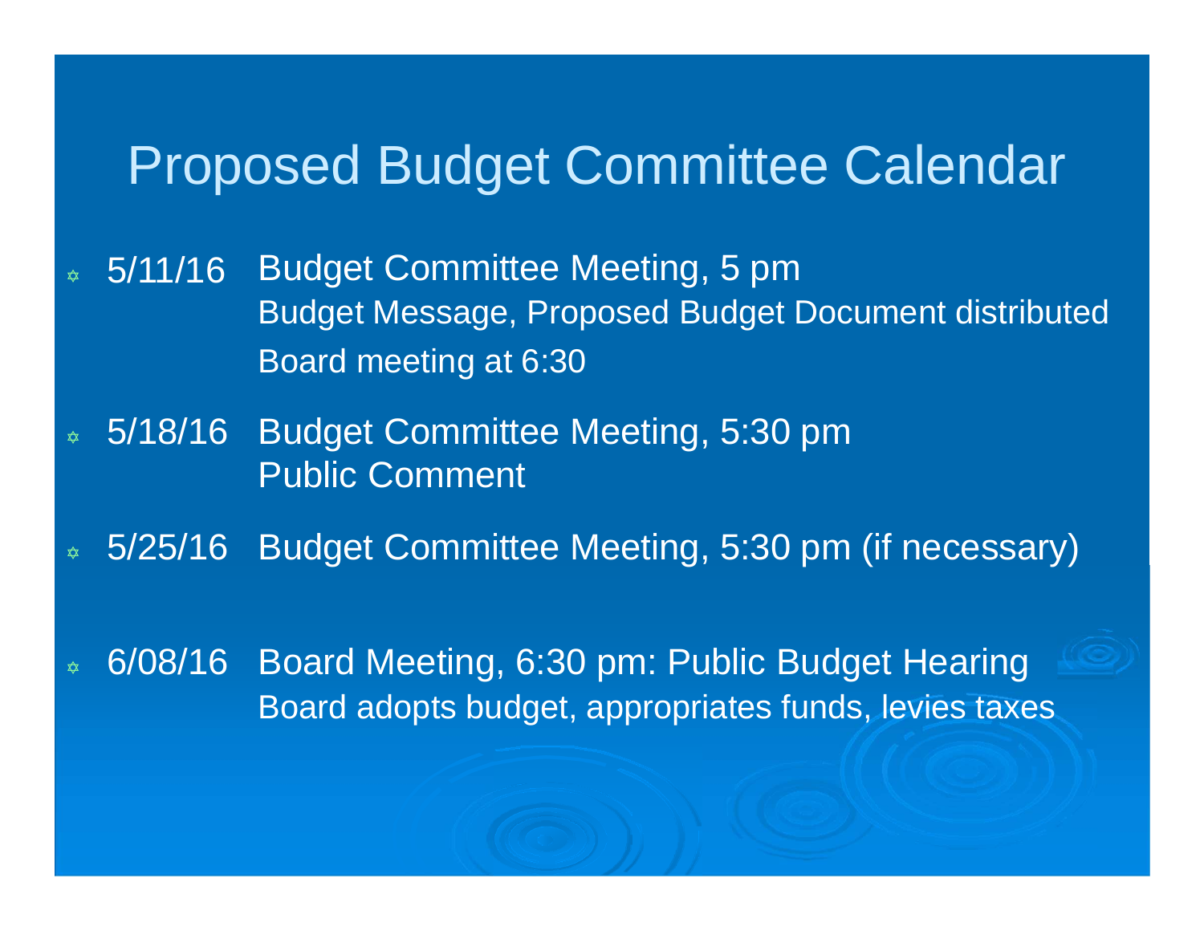# Proposed Budget Committee Calendar

- 5/11/16 Budget Committee Meeting, 5 pm
  Budget Message, Proposed Budget Document distributed
  Board meeting at 6:30
- 5/18/16 Budget Committee Meeting, 5:30 pm
  Public Comment
- 5/25/16 Budget Committee Meeting, 5:30 pm (if necessary)
- 6/08/16 Board Meeting, 6:30 pm: Public Budget Hearing
  Board adopts budget, appropriates funds, levies taxes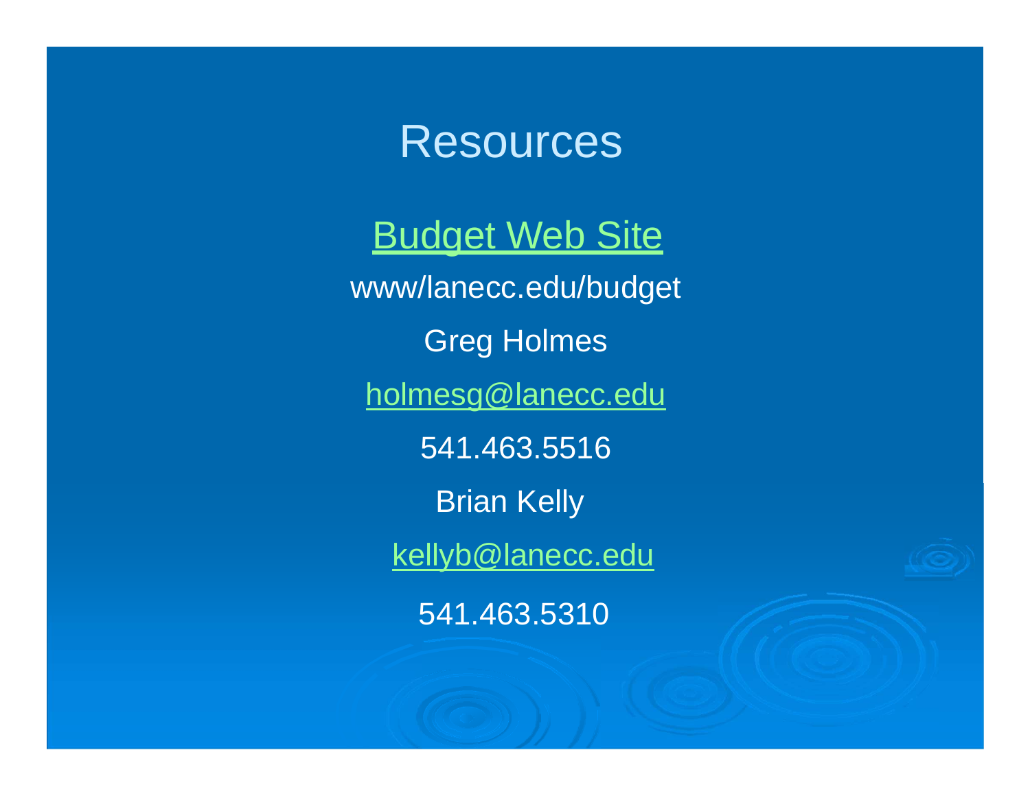# Resources

Budget Web Site

www/lanecc.edu/budget

Greg Holmes

holmesg@lanecc.edu

541.463.5516

Brian Kelly

kellyb@lanecc.edu

541.463.5310